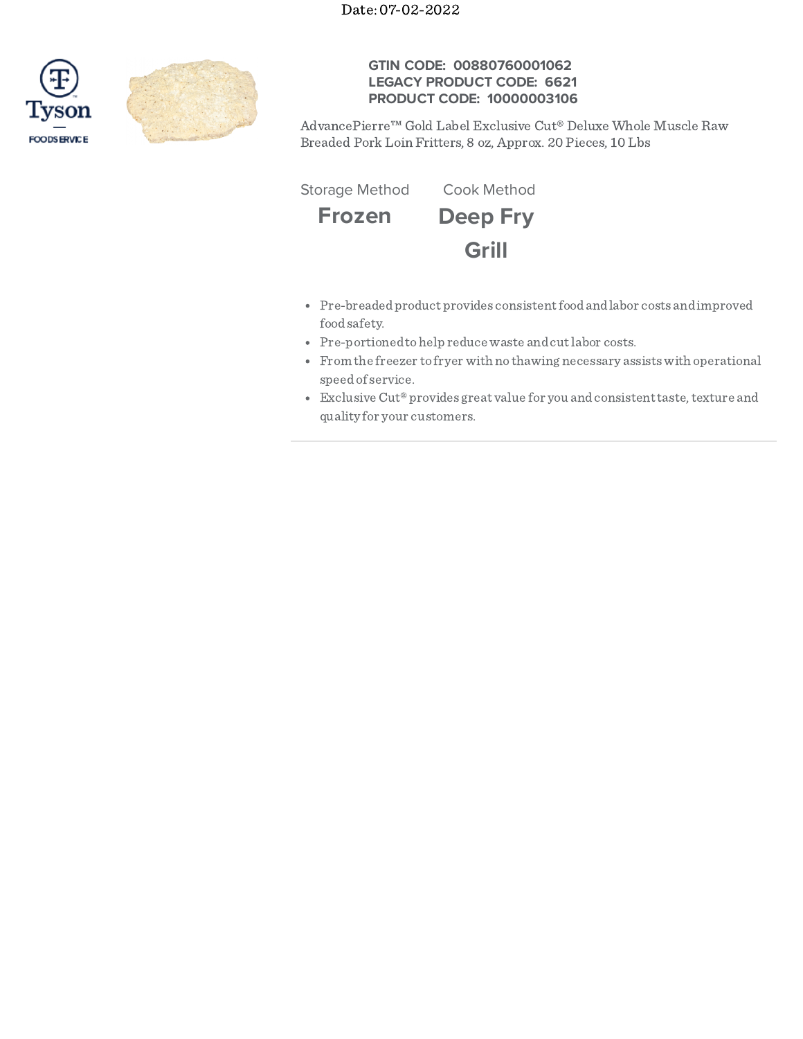Date: 07-02-2022

Tyson FOODSERVICE

**GTIN CODE: 00880760001062**
**LEGACY PRODUCT CODE: 6621**
**PRODUCT CODE: 10000003106**

AdvancePierre™ Gold Label Exclusive Cut® Deluxe Whole Muscle Raw Breaded Pork Loin Fritters, 8 oz, Approx. 20 Pieces, 10 Lbs

| Storage Method | Cook Method |
|---|---|
| **Frozen** | **Deep Fry** |
| | **Grill** |

- Pre-breaded product provides consistent food and labor costs and improved food safety.
- Pre-portioned to help reduce waste and cut labor costs.
- From the freezer to fryer with no thawing necessary assists with operational speed of service.
- Exclusive Cut® provides great value for you and consistent taste, texture and quality for your customers.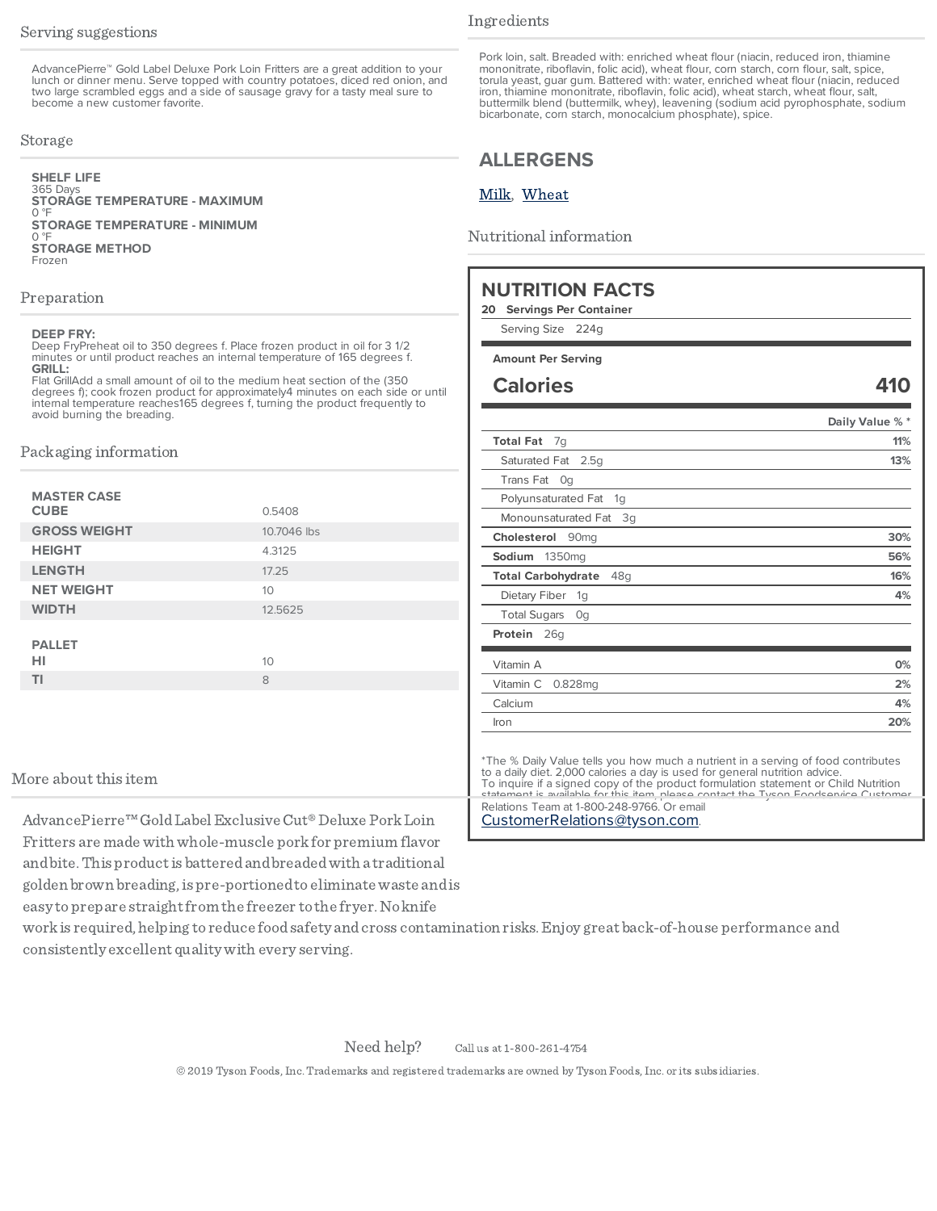## Serving suggestions

AdvancePierre™ Gold Label Deluxe Pork Loin Fritters are a great addition to your lunch or dinner menu. Serve topped with country potatoes, diced red onion, and two large scrambled eggs and a side of sausage gravy for a tasty meal sure to become a new customer favorite.

## Storage

**SHELF LIFE**
365 Days
**STORAGE TEMPERATURE - MAXIMUM**
0 °F
**STORAGE TEMPERATURE - MINIMUM**
0 °F
**STORAGE METHOD**
Frozen

## Preparation

**DEEP FRY:**
Deep FryPreheat oil to 350 degrees f. Place frozen product in oil for 3 1/2 minutes or until product reaches an internal temperature of 165 degrees f.
**GRILL:**
Flat GrillAdd a small amount of oil to the medium heat section of the (350 degrees f); cook frozen product for approximately4 minutes on each side or until internal temperature reaches165 degrees f, turning the product frequently to avoid burning the breading.

## Packaging information

| | |
|---|---|
| **MASTER CASE** | |
| **CUBE** | 0.5408 |
| **GROSS WEIGHT** | 10.7046 lbs |
| **HEIGHT** | 4.3125 |
| **LENGTH** | 17.25 |
| **NET WEIGHT** | 10 |
| **WIDTH** | 12.5625 |
| **PALLET** | |
| **HI** | 10 |
| **TI** | 8 |

## Ingredients

Pork loin, salt. Breaded with: enriched wheat flour (niacin, reduced iron, thiamine mononitrate, riboflavin, folic acid), wheat flour, corn starch, corn flour, salt, spice, torula yeast, guar gum. Battered with: water, enriched wheat flour (niacin, reduced iron, thiamine mononitrate, riboflavin, folic acid), wheat starch, wheat flour, salt, buttermilk blend (buttermilk, whey), leavening (sodium acid pyrophosphate, sodium bicarbonate, corn starch, monocalcium phosphate), spice.

## ALLERGENS

Milk, Wheat

## Nutritional information

### NUTRITION FACTS

**20 Servings Per Container**
Serving Size 224g

**Amount Per Serving**
**Calories 410**

| | Daily Value % * |
|---|---|
| **Total Fat** 7g | 11% |
| Saturated Fat 2.5g | 13% |
| Trans Fat 0g | |
| Polyunsaturated Fat 1g | |
| Monounsaturated Fat 3g | |
| **Cholesterol** 90mg | 30% |
| **Sodium** 1350mg | 56% |
| **Total Carbohydrate** 48g | 16% |
| Dietary Fiber 1g | 4% |
| Total Sugars 0g | |
| **Protein** 26g | |
| Vitamin A | 0% |
| Vitamin C 0.828mg | 2% |
| Calcium | 4% |
| Iron | 20% |

*The % Daily Value tells you how much a nutrient in a serving of food contributes to a daily diet. 2,000 calories a day is used for general nutrition advice.
To inquire if a signed copy of the product formulation statement or Child Nutrition statement is available for this item, please contact the Tyson Foodservice Customer Relations Team at 1-800-248-9766. Or email CustomerRelations@tyson.com.

## More about this item

AdvancePierre™ Gold Label Exclusive Cut® Deluxe Pork Loin Fritters are made with whole-muscle pork for premium flavor and bite. This product is battered and breaded with a traditional golden brown breading, is pre-portioned to eliminate waste and is easy to prepare straight from the freezer to the fryer. No knife work is required, helping to reduce food safety and cross contamination risks. Enjoy great back-of-house performance and consistently excellent quality with every serving.

Need help? Call us at 1-800-261-4754

© 2019 Tyson Foods, Inc. Trademarks and registered trademarks are owned by Tyson Foods, Inc. or its subsidiaries.